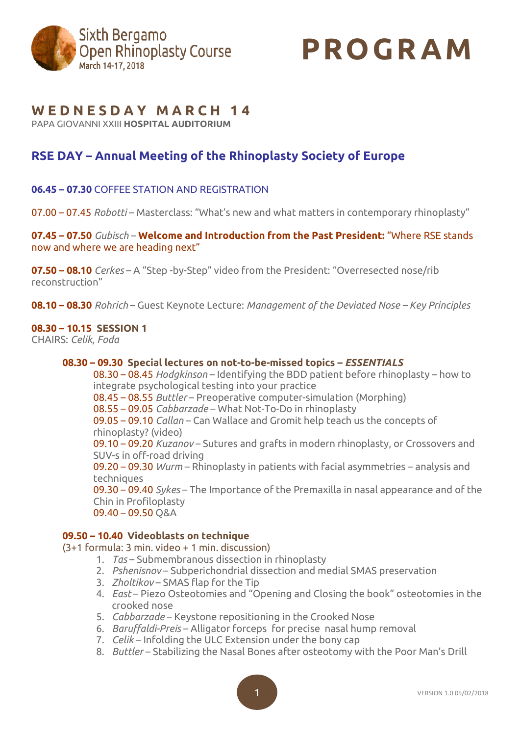Sixth Bergamo Open Rhinoplasty Course
March 14-17, 2018

# PROGRAM

## WEDNESDAY MARCH 14

PAPA GIOVANNI XXIII **HOSPITAL AUDITORIUM**

## RSE DAY – Annual Meeting of the Rhinoplasty Society of Europe

**06.45 – 07.30** COFFEE STATION AND REGISTRATION

07.00 – 07.45 *Robotti* – Masterclass: “What’s new and what matters in contemporary rhinoplasty”

**07.45 – 07.50** *Gubisch* – **Welcome and Introduction from the Past President:** “Where RSE stands now and where we are heading next”

**07.50 – 08.10** *Cerkes* – A “Step -by-Step” video from the President: “Overresected nose/rib reconstruction”

**08.10 – 08.30** *Rohrich* – Guest Keynote Lecture: *Management of the Deviated Nose – Key Principles*

**08.30 – 10.15 SESSION 1**
CHAIRS: *Celik, Foda*

**08.30 – 09.30 Special lectures on not-to-be-missed topics – *ESSENTIALS***

08.30 – 08.45 *Hodgkinson* – Identifying the BDD patient before rhinoplasty – how to integrate psychological testing into your practice
08.45 – 08.55 *Buttler* – Preoperative computer-simulation (Morphing)
08.55 – 09.05 *Cabbarzade* – What Not-To-Do in rhinoplasty
09.05 – 09.10 *Callan* – Can Wallace and Gromit help teach us the concepts of rhinoplasty? (video)
09.10 – 09.20 *Kuzanov* – Sutures and grafts in modern rhinoplasty, or Crossovers and SUV-s in off-road driving
09.20 – 09.30 *Wurm* – Rhinoplasty in patients with facial asymmetries – analysis and techniques
09.30 – 09.40 *Sykes* – The Importance of the Premaxilla in nasal appearance and of the Chin in Profiloplasty
09.40 – 09.50 Q&A

**09.50 – 10.40 Videoblasts on technique**
(3+1 formula: 3 min. video + 1 min. discussion)

1. *Tas* – Submembranous dissection in rhinoplasty
2. *Pshenisnov* – Subperichondrial dissection and medial SMAS preservation
3. *Zholtikov* – SMAS flap for the Tip
4. *East* – Piezo Osteotomies and “Opening and Closing the book” osteotomies in the crooked nose
5. *Cabbarzade* – Keystone repositioning in the Crooked Nose
6. *Baruffaldi-Preis* – Alligator forceps for precise nasal hump removal
7. *Celik* – Infolding the ULC Extension under the bony cap
8. *Buttler* – Stabilizing the Nasal Bones after osteotomy with the Poor Man’s Drill

VERSION 1.0 05/02/2018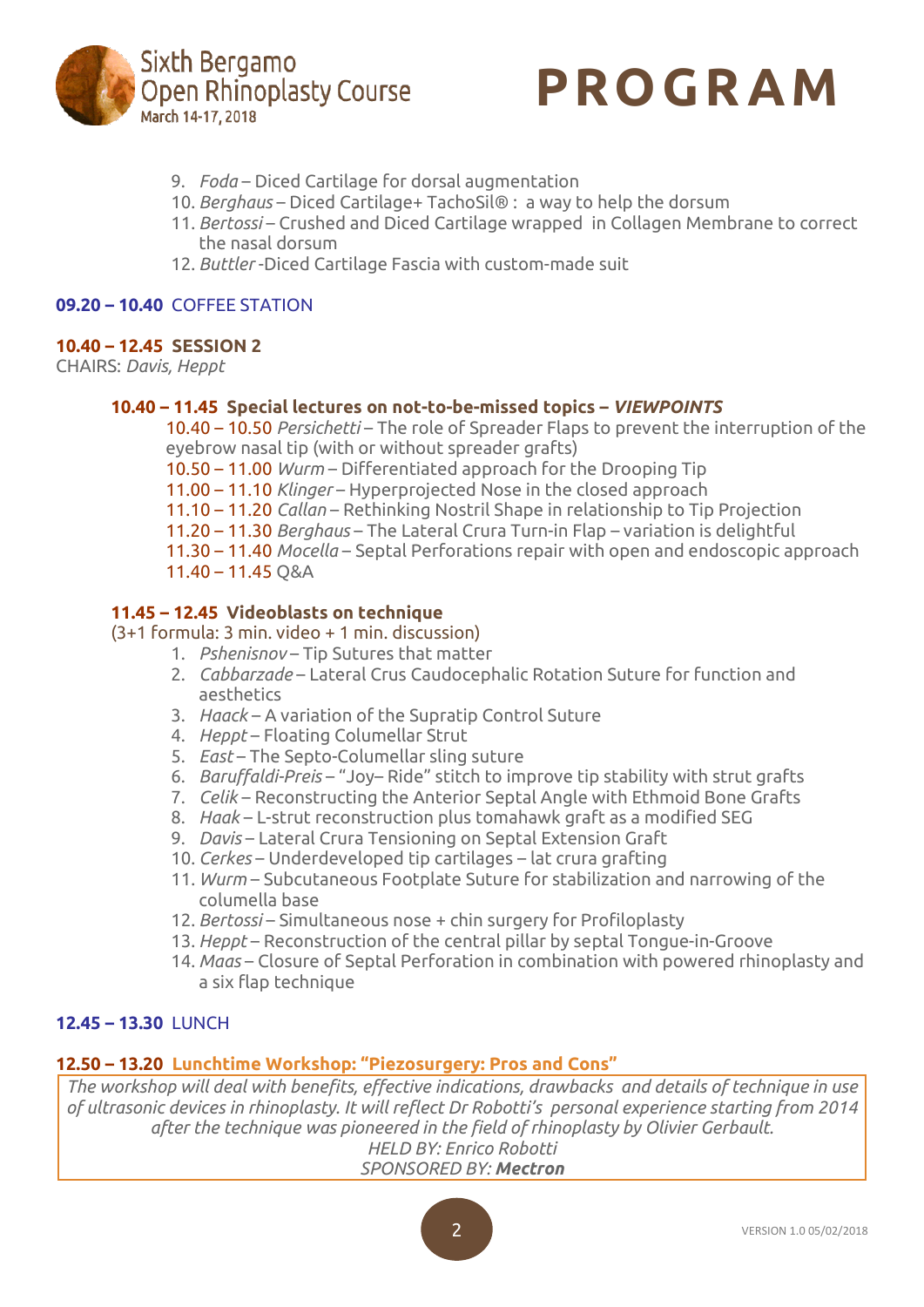9. *Foda* – Diced Cartilage for dorsal augmentation
10. *Berghaus* – Diced Cartilage+ TachoSil® : a way to help the dorsum
11. *Bertossi* – Crushed and Diced Cartilage wrapped in Collagen Membrane to correct the nasal dorsum
12. *Buttler* -Diced Cartilage Fascia with custom-made suit

**09.20 – 10.40** COFFEE STATION

**10.40 – 12.45 SESSION 2**
CHAIRS: *Davis, Heppt*

**10.40 – 11.45 Special lectures on not-to-be-missed topics – *VIEWPOINTS***

10.40 – 10.50 *Persichetti* – The role of Spreader Flaps to prevent the interruption of the eyebrow nasal tip (with or without spreader grafts)
10.50 – 11.00 *Wurm* – Differentiated approach for the Drooping Tip
11.00 – 11.10 *Klinger* – Hyperprojected Nose in the closed approach
11.10 – 11.20 *Callan* – Rethinking Nostril Shape in relationship to Tip Projection
11.20 – 11.30 *Berghaus* – The Lateral Crura Turn-in Flap – variation is delightful
11.30 – 11.40 *Mocella* – Septal Perforations repair with open and endoscopic approach
11.40 – 11.45 Q&A

**11.45 – 12.45 Videoblasts on technique**
(3+1 formula: 3 min. video + 1 min. discussion)

1. *Pshenisnov* – Tip Sutures that matter
2. *Cabbarzade* – Lateral Crus Caudocephalic Rotation Suture for function and aesthetics
3. *Haack* – A variation of the Supratip Control Suture
4. *Heppt* – Floating Columellar Strut
5. *East* – The Septo-Columellar sling suture
6. *Baruffaldi-Preis* – "Joy– Ride" stitch to improve tip stability with strut grafts
7. *Celik* – Reconstructing the Anterior Septal Angle with Ethmoid Bone Grafts
8. *Haak* – L-strut reconstruction plus tomahawk graft as a modified SEG
9. *Davis* – Lateral Crura Tensioning on Septal Extension Graft
10. *Cerkes* – Underdeveloped tip cartilages – lat crura grafting
11. *Wurm* – Subcutaneous Footplate Suture for stabilization and narrowing of the columella base
12. *Bertossi* – Simultaneous nose + chin surgery for Profiloplasty
13. *Heppt* – Reconstruction of the central pillar by septal Tongue-in-Groove
14. *Maas* – Closure of Septal Perforation in combination with powered rhinoplasty and a six flap technique

**12.45 – 13.30** LUNCH

**12.50 – 13.20 Lunchtime Workshop: "Piezosurgery: Pros and Cons"**

*The workshop will deal with benefits, effective indications, drawbacks and details of technique in use of ultrasonic devices in rhinoplasty. It will reflect Dr Robotti's personal experience starting from 2014 after the technique was pioneered in the field of rhinoplasty by Olivier Gerbault.*
*HELD BY: Enrico Robotti*
*SPONSORED BY:* ***Mectron***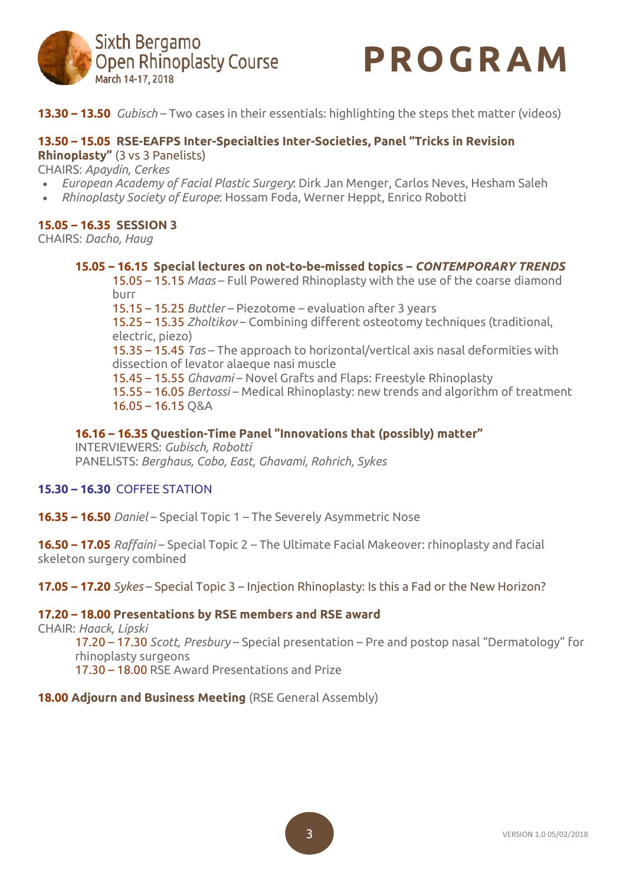**13.30 – 13.50** *Gubisch* – Two cases in their essentials: highlighting the steps thet matter (videos)

**13.50 – 15.05 RSE-EAFPS Inter-Specialties Inter-Societies, Panel "Tricks in Revision Rhinoplasty"** (3 vs 3 Panelists)
CHAIRS: *Apaydin, Cerkes*

- *European Academy of Facial Plastic Surgery*: Dirk Jan Menger, Carlos Neves, Hesham Saleh
- *Rhinoplasty Society of Europe*: Hossam Foda, Werner Heppt, Enrico Robotti

**15.05 – 16.35 SESSION 3**
CHAIRS: *Dacho, Haug*

**15.05 – 16.15 Special lectures on not-to-be-missed topics – *CONTEMPORARY TRENDS***
15.05 – 15.15 *Maas* – Full Powered Rhinoplasty with the use of the coarse diamond burr
15.15 – 15.25 *Buttler* – Piezotome – evaluation after 3 years
15.25 – 15.35 *Zholtikov* – Combining different osteotomy techniques (traditional, electric, piezo)
15.35 – 15.45 *Tas* – The approach to horizontal/vertical axis nasal deformities with dissection of levator alaeque nasi muscle
15.45 – 15.55 *Ghavami* – Novel Grafts and Flaps: Freestyle Rhinoplasty
15.55 – 16.05 *Bertossi* – Medical Rhinoplasty: new trends and algorithm of treatment
16.05 – 16.15 Q&A

**16.16 – 16.35 Question-Time Panel "Innovations that (possibly) matter"**
INTERVIEWERS: *Gubisch, Robotti*
PANELISTS: *Berghaus, Cobo, East, Ghavami, Rohrich, Sykes*

**15.30 – 16.30** COFFEE STATION

**16.35 – 16.50** *Daniel* – Special Topic 1 – The Severely Asymmetric Nose

**16.50 – 17.05** *Raffaini* – Special Topic 2 – The Ultimate Facial Makeover: rhinoplasty and facial skeleton surgery combined

**17.05 – 17.20** *Sykes* – Special Topic 3 – Injection Rhinoplasty: Is this a Fad or the New Horizon?

**17.20 – 18.00 Presentations by RSE members and RSE award**
CHAIR: *Haack, Lipski*
17.20 – 17.30 *Scott, Presbury* – Special presentation – Pre and postop nasal "Dermatology" for rhinoplasty surgeons
17.30 – 18.00 RSE Award Presentations and Prize

**18.00 Adjourn and Business Meeting** (RSE General Assembly)